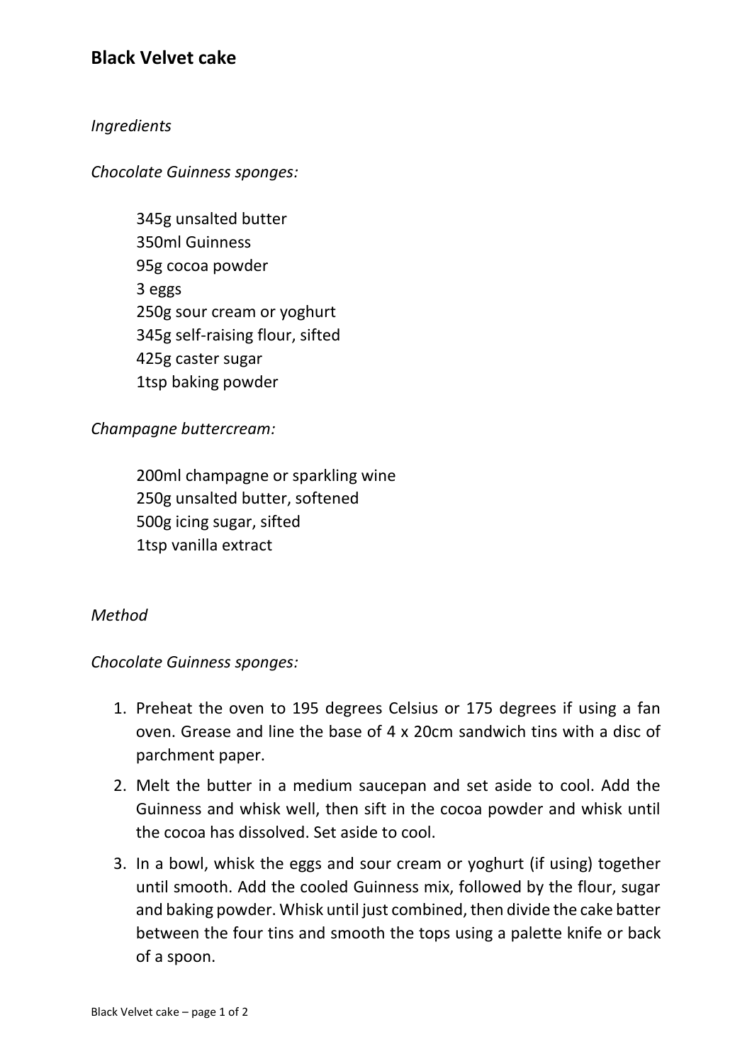# Black Velvet cake

*Ingredients*

*Chocolate Guinness sponges:*

345g unsalted butter
350ml Guinness
95g cocoa powder
3 eggs
250g sour cream or yoghurt
345g self-raising flour, sifted
425g caster sugar
1tsp baking powder

*Champagne buttercream:*

200ml champagne or sparkling wine
250g unsalted butter, softened
500g icing sugar, sifted
1tsp vanilla extract

*Method*

*Chocolate Guinness sponges:*

1. Preheat the oven to 195 degrees Celsius or 175 degrees if using a fan oven. Grease and line the base of 4 x 20cm sandwich tins with a disc of parchment paper.
2. Melt the butter in a medium saucepan and set aside to cool. Add the Guinness and whisk well, then sift in the cocoa powder and whisk until the cocoa has dissolved. Set aside to cool.
3. In a bowl, whisk the eggs and sour cream or yoghurt (if using) together until smooth. Add the cooled Guinness mix, followed by the flour, sugar and baking powder. Whisk until just combined, then divide the cake batter between the four tins and smooth the tops using a palette knife or back of a spoon.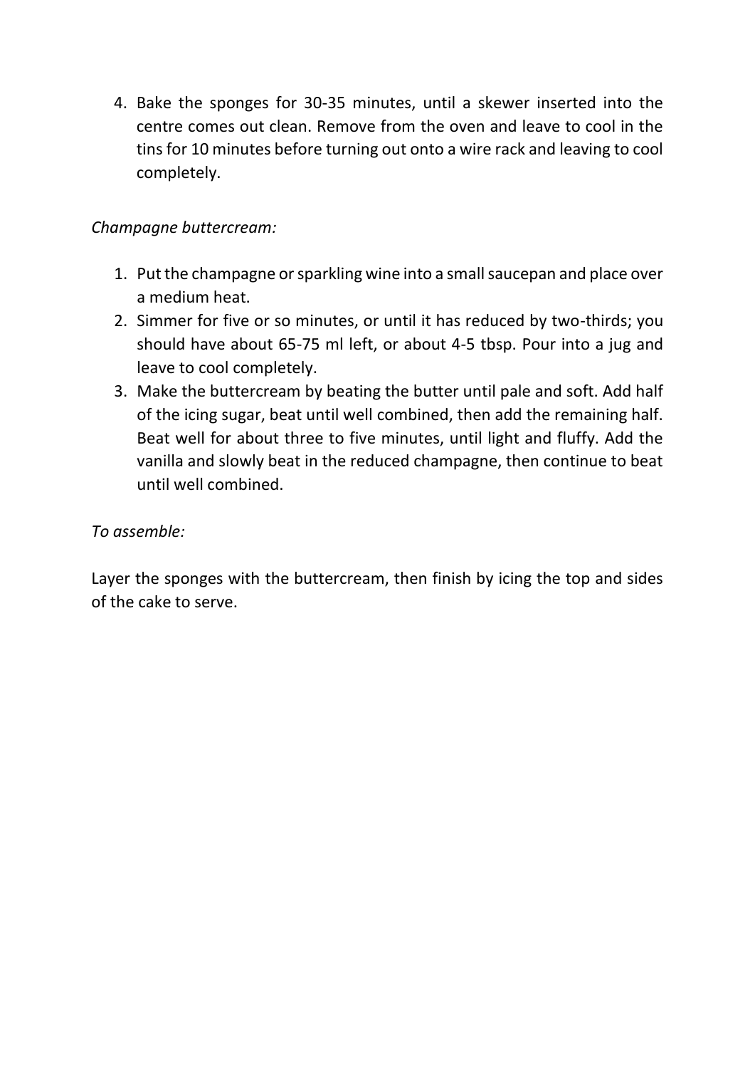4. Bake the sponges for 30-35 minutes, until a skewer inserted into the centre comes out clean. Remove from the oven and leave to cool in the tins for 10 minutes before turning out onto a wire rack and leaving to cool completely.

*Champagne buttercream:*

1. Put the champagne or sparkling wine into a small saucepan and place over a medium heat.
2. Simmer for five or so minutes, or until it has reduced by two-thirds; you should have about 65-75 ml left, or about 4-5 tbsp. Pour into a jug and leave to cool completely.
3. Make the buttercream by beating the butter until pale and soft. Add half of the icing sugar, beat until well combined, then add the remaining half. Beat well for about three to five minutes, until light and fluffy. Add the vanilla and slowly beat in the reduced champagne, then continue to beat until well combined.

*To assemble:*

Layer the sponges with the buttercream, then finish by icing the top and sides of the cake to serve.